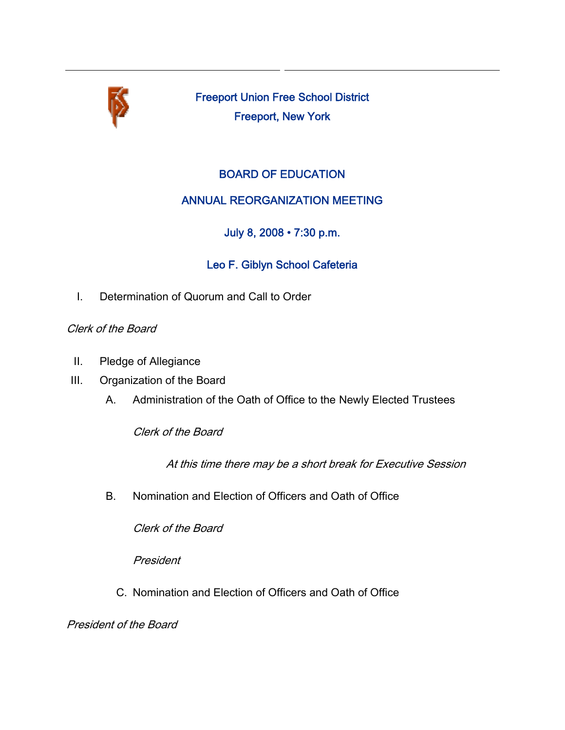Freeport Union Free School District

Freeport, New York

# BOARD OF EDUCATION

## ANNUAL REORGANIZATION MEETING

July 8, 2008 • 7:30 p.m.

Leo F. Giblyn School Cafeteria

I. Determination of Quorum and Call to Order

*Clerk of the Board*

II. Pledge of Allegiance

III. Organization of the Board

A. Administration of the Oath of Office to the Newly Elected Trustees

*Clerk of the Board*

*At this time there may be a short break for Executive Session*

B. Nomination and Election of Officers and Oath of Office

*Clerk of the Board*

*President*

C. Nomination and Election of Officers and Oath of Office

*President of the Board*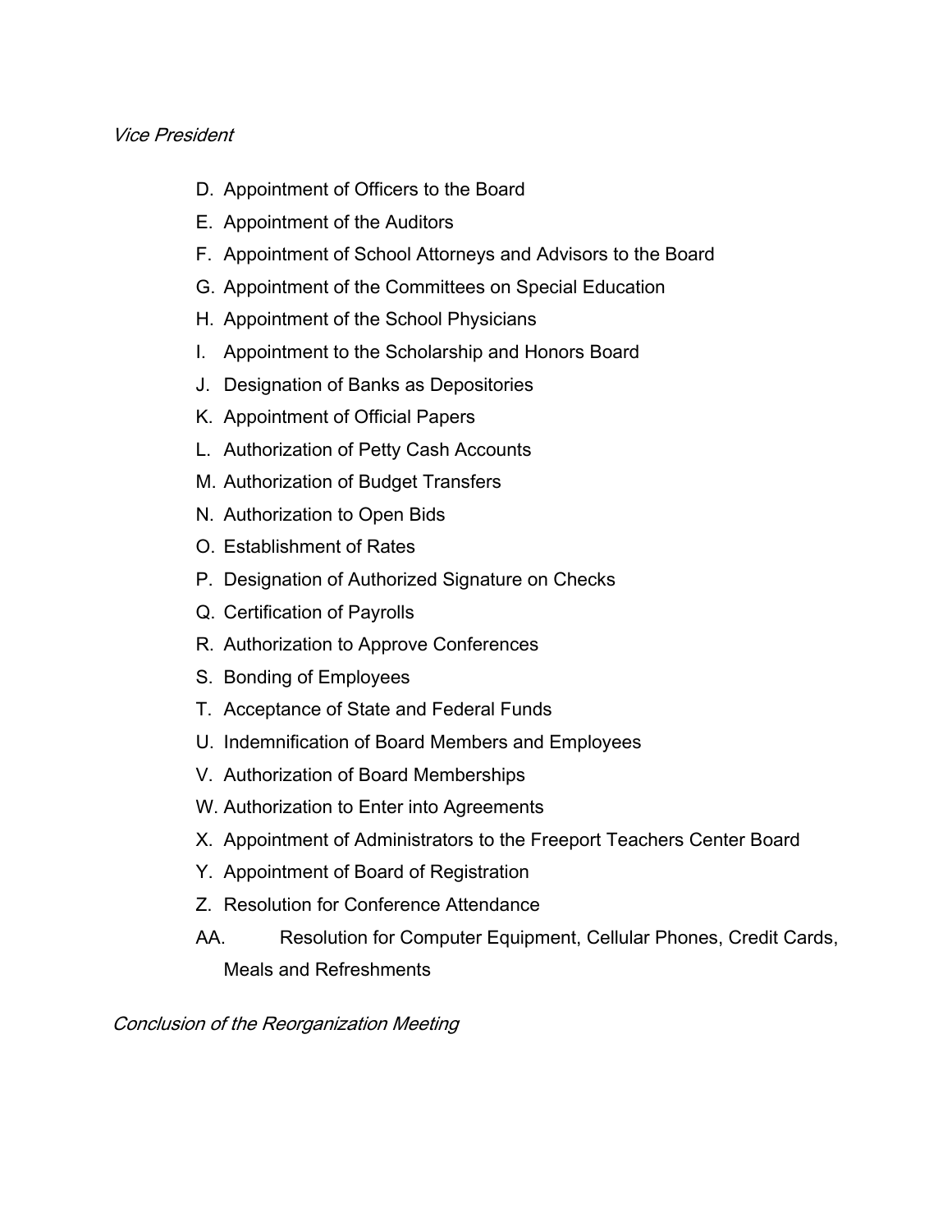*Vice President*

D. Appointment of Officers to the Board
E. Appointment of the Auditors
F. Appointment of School Attorneys and Advisors to the Board
G. Appointment of the Committees on Special Education
H. Appointment of the School Physicians
I. Appointment to the Scholarship and Honors Board
J. Designation of Banks as Depositories
K. Appointment of Official Papers
L. Authorization of Petty Cash Accounts
M. Authorization of Budget Transfers
N. Authorization to Open Bids
O. Establishment of Rates
P. Designation of Authorized Signature on Checks
Q. Certification of Payrolls
R. Authorization to Approve Conferences
S. Bonding of Employees
T. Acceptance of State and Federal Funds
U. Indemnification of Board Members and Employees
V. Authorization of Board Memberships
W. Authorization to Enter into Agreements
X. Appointment of Administrators to the Freeport Teachers Center Board
Y. Appointment of Board of Registration
Z. Resolution for Conference Attendance
AA. Resolution for Computer Equipment, Cellular Phones, Credit Cards, Meals and Refreshments

*Conclusion of the Reorganization Meeting*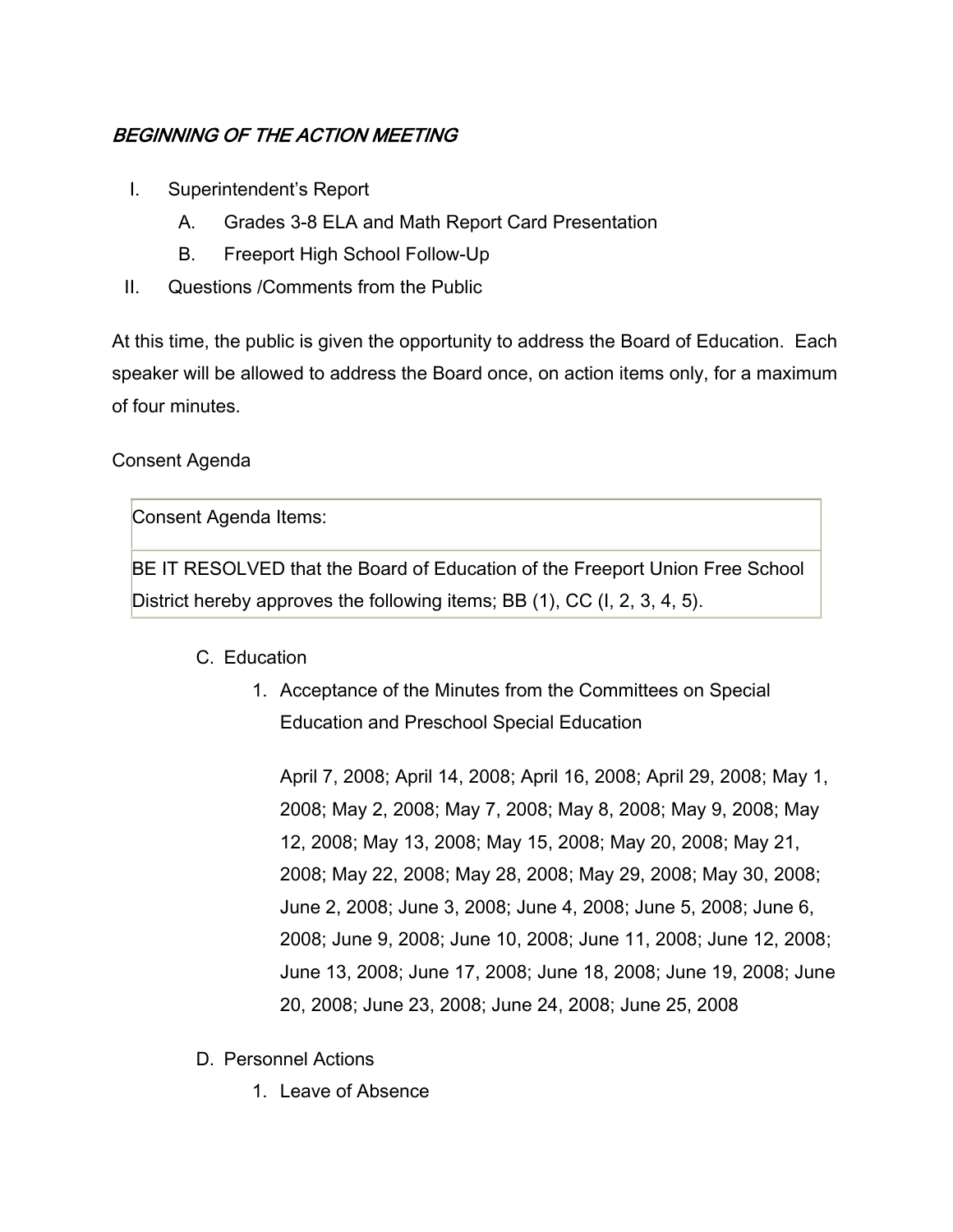## *BEGINNING OF THE ACTION MEETING*

I. Superintendent's Report
   A. Grades 3-8 ELA and Math Report Card Presentation
   B. Freeport High School Follow-Up
II. Questions /Comments from the Public

At this time, the public is given the opportunity to address the Board of Education. Each speaker will be allowed to address the Board once, on action items only, for a maximum of four minutes.

Consent Agenda

| Consent Agenda Items: |
|---|
| BE IT RESOLVED that the Board of Education of the Freeport Union Free School District hereby approves the following items; BB (1), CC (I, 2, 3, 4, 5). |

C. Education

1. Acceptance of the Minutes from the Committees on Special Education and Preschool Special Education

   April 7, 2008; April 14, 2008; April 16, 2008; April 29, 2008; May 1, 2008; May 2, 2008; May 7, 2008; May 8, 2008; May 9, 2008; May 12, 2008; May 13, 2008; May 15, 2008; May 20, 2008; May 21, 2008; May 22, 2008; May 28, 2008; May 29, 2008; May 30, 2008; June 2, 2008; June 3, 2008; June 4, 2008; June 5, 2008; June 6, 2008; June 9, 2008; June 10, 2008; June 11, 2008; June 12, 2008; June 13, 2008; June 17, 2008; June 18, 2008; June 19, 2008; June 20, 2008; June 23, 2008; June 24, 2008; June 25, 2008

D. Personnel Actions

1. Leave of Absence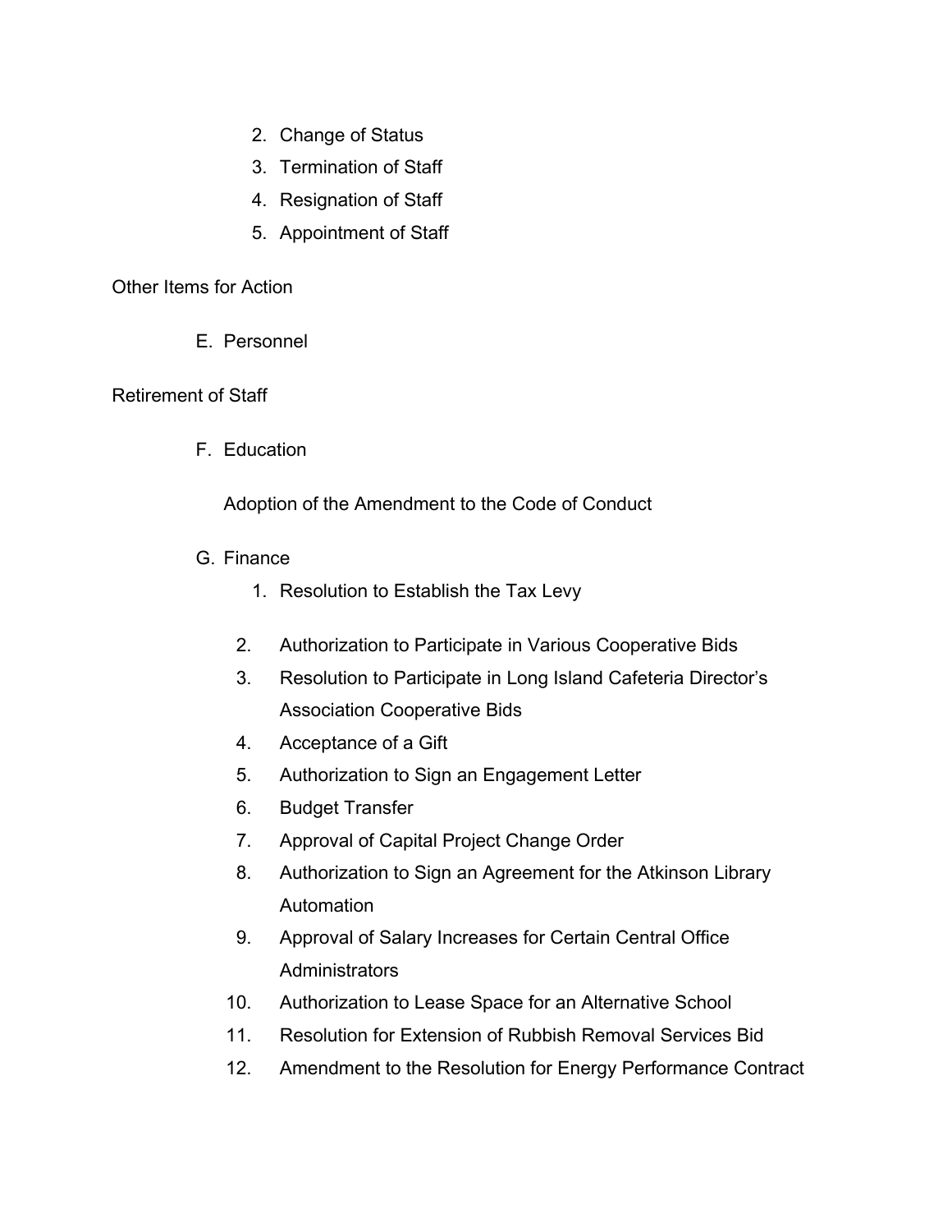2. Change of Status
3. Termination of Staff
4. Resignation of Staff
5. Appointment of Staff

Other Items for Action

E. Personnel

Retirement of Staff

F. Education

Adoption of the Amendment to the Code of Conduct

G. Finance

1. Resolution to Establish the Tax Levy
2. Authorization to Participate in Various Cooperative Bids
3. Resolution to Participate in Long Island Cafeteria Director's Association Cooperative Bids
4. Acceptance of a Gift
5. Authorization to Sign an Engagement Letter
6. Budget Transfer
7. Approval of Capital Project Change Order
8. Authorization to Sign an Agreement for the Atkinson Library Automation
9. Approval of Salary Increases for Certain Central Office Administrators
10. Authorization to Lease Space for an Alternative School
11. Resolution for Extension of Rubbish Removal Services Bid
12. Amendment to the Resolution for Energy Performance Contract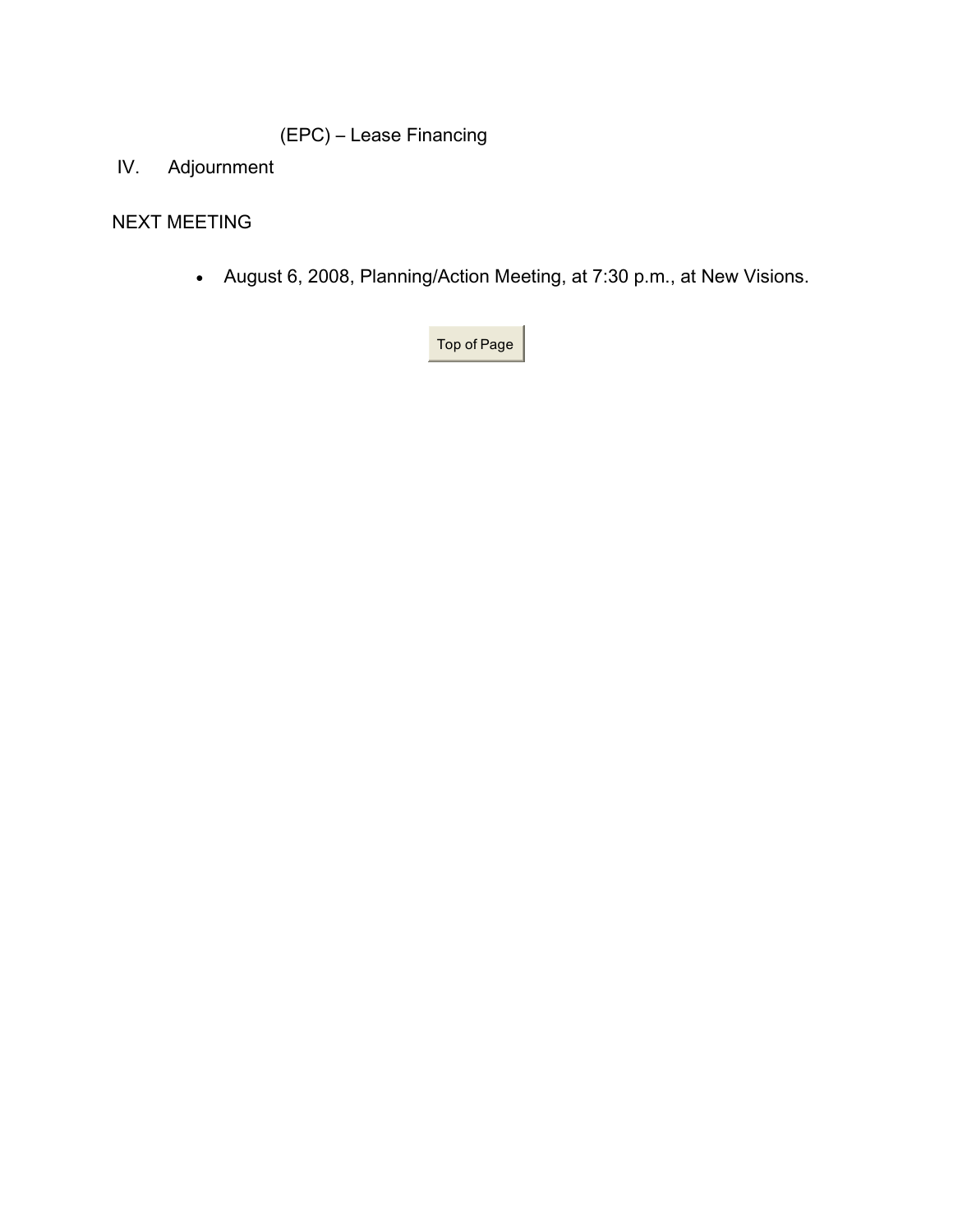(EPC) – Lease Financing

IV. Adjournment

NEXT MEETING

- August 6, 2008, Planning/Action Meeting, at 7:30 p.m., at New Visions.

Top of Page